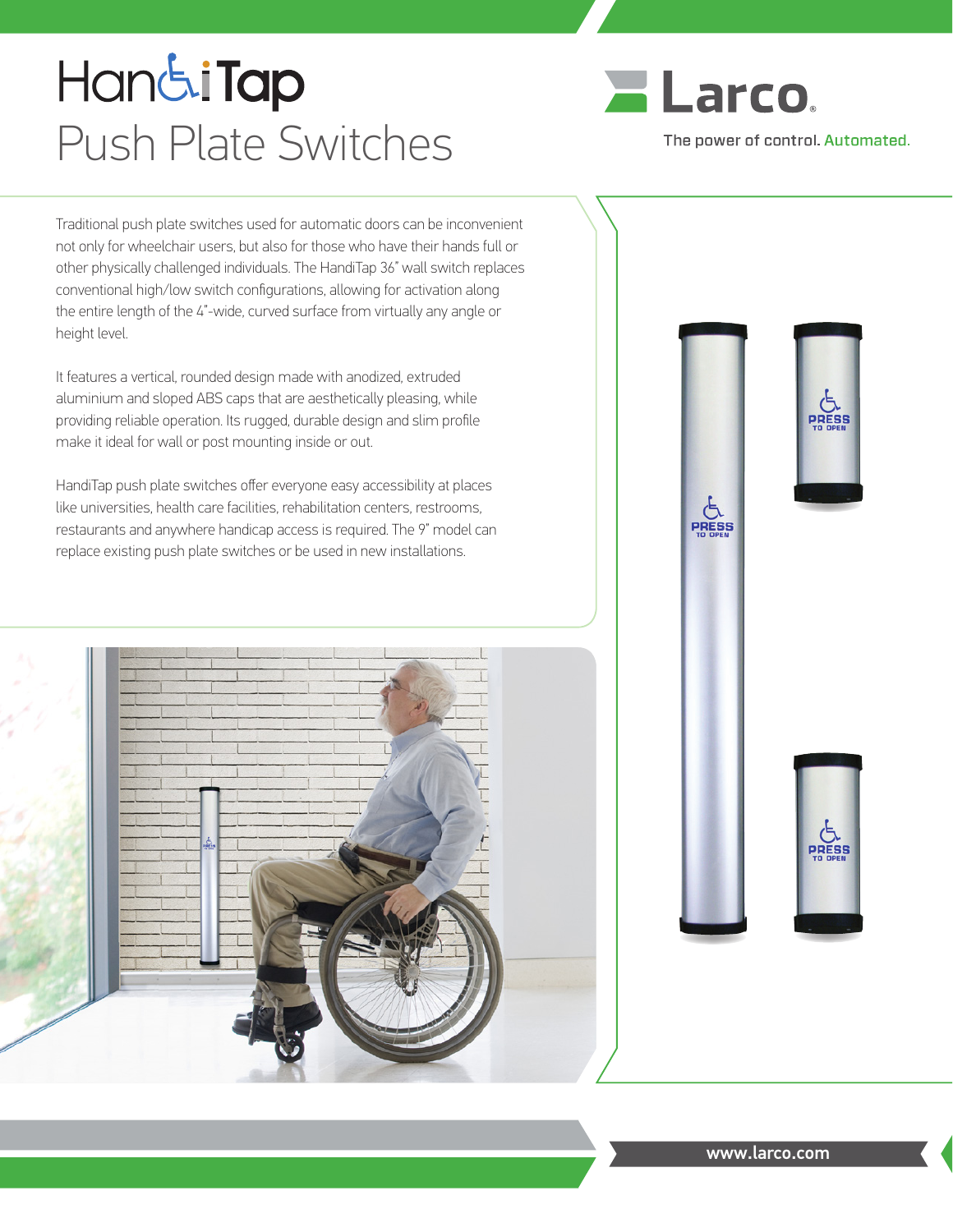# HandiTap Push Plate Switches

Larco

The power of control. Automated.

Traditional push plate switches used for automatic doors can be inconvenient not only for wheelchair users, but also for those who have their hands full or other physically challenged individuals. The HandiTap 36" wall switch replaces conventional high/low switch configurations, allowing for activation along the entire length of the 4"-wide, curved surface from virtually any angle or height level.

It features a vertical, rounded design made with anodized, extruded aluminium and sloped ABS caps that are aesthetically pleasing, while providing reliable operation. Its rugged, durable design and slim profile make it ideal for wall or post mounting inside or out.

HandiTap push plate switches offer everyone easy accessibility at places like universities, health care facilities, rehabilitation centers, restrooms, restaurants and anywhere handicap access is required. The 9" model can replace existing push plate switches or be used in new installations.

www.larco.com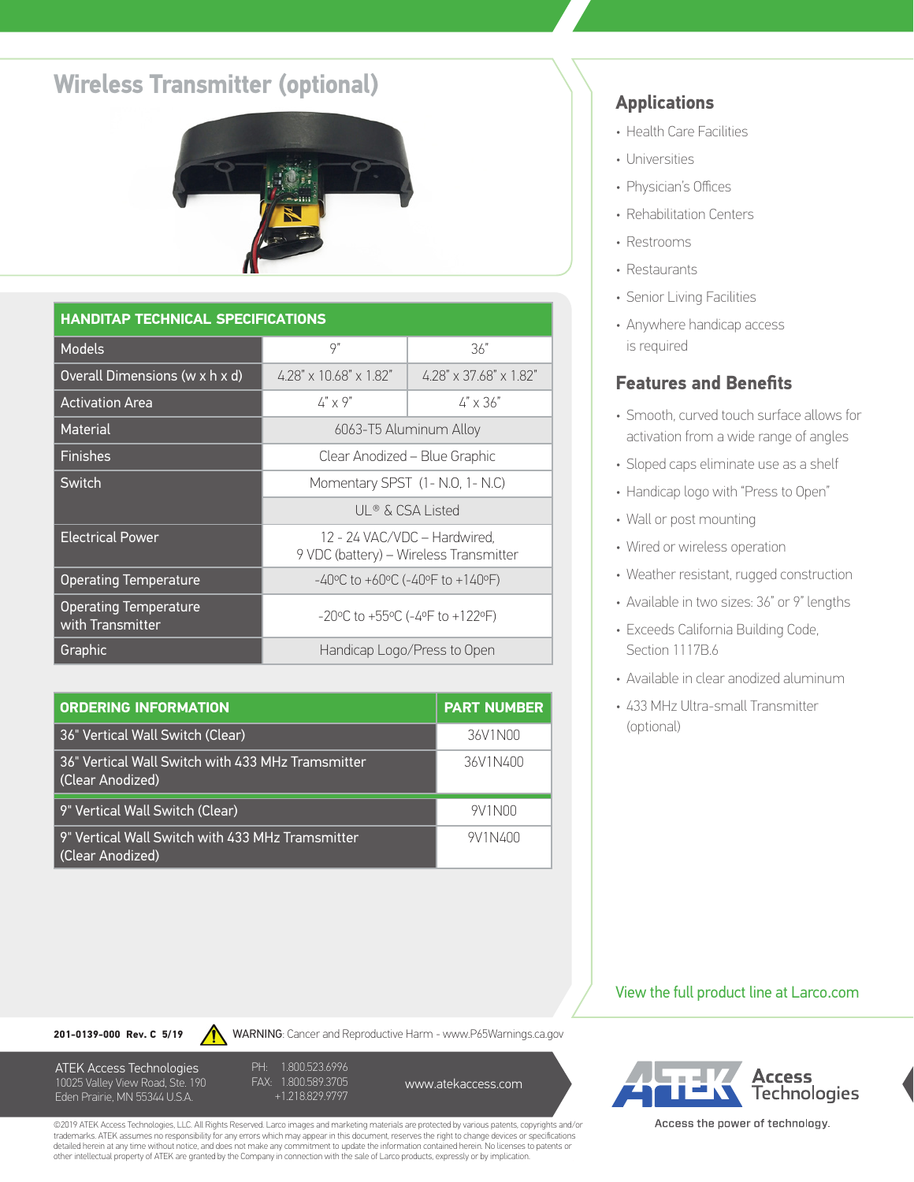## Wireless Transmitter (optional)

| HANDITAP TECHNICAL SPECIFICATIONS | | |
|---|---|---|
| Models | 9" | 36" |
| Overall Dimensions (w x h x d) | 4.28" x 10.68" x 1.82" | 4.28" x 37.68" x 1.82" |
| Activation Area | 4" x 9" | 4" x 36" |
| Material | 6063-T5 Aluminum Alloy | |
| Finishes | Clear Anodized – Blue Graphic | |
| Switch | Momentary SPST (1- N.O, 1- N.C) | |
| | UL® & CSA Listed | |
| Electrical Power | 12 - 24 VAC/VDC – Hardwired, 9 VDC (battery) – Wireless Transmitter | |
| Operating Temperature | -40ºC to +60ºC (-40ºF to +140ºF) | |
| Operating Temperature with Transmitter | -20ºC to +55ºC (-4ºF to +122ºF) | |
| Graphic | Handicap Logo/Press to Open | |

| ORDERING INFORMATION | PART NUMBER |
|---|---|
| 36" Vertical Wall Switch (Clear) | 36V1N00 |
| 36" Vertical Wall Switch with 433 MHz Tramsmitter (Clear Anodized) | 36V1N400 |
| 9" Vertical Wall Switch (Clear) | 9V1N00 |
| 9" Vertical Wall Switch with 433 MHz Tramsmitter (Clear Anodized) | 9V1N400 |

## Applications

- Health Care Facilities
- Universities
- Physician's Offices
- Rehabilitation Centers
- Restrooms
- Restaurants
- Senior Living Facilities
- Anywhere handicap access is required

## Features and Benefits

- Smooth, curved touch surface allows for activation from a wide range of angles
- Sloped caps eliminate use as a shelf
- Handicap logo with "Press to Open"
- Wall or post mounting
- Wired or wireless operation
- Weather resistant, rugged construction
- Available in two sizes: 36" or 9" lengths
- Exceeds California Building Code, Section 1117B.6
- Available in clear anodized aluminum
- 433 MHz Ultra-small Transmitter (optional)

View the full product line at Larco.com

**201-0139-000 Rev. C 5/19**

WARNING: Cancer and Reproductive Harm - www.P65Warnings.ca.gov

ATEK Access Technologies
10025 Valley View Road, Ste. 190
Eden Prairie, MN 55344 U.S.A.

PH: 1.800.523.6996
FAX: 1.800.589.3705
+1.218.829.9797

www.atekaccess.com

ATEK Access Technologies

Access the power of technology.

©2019 ATEK Access Technologies, LLC. All Rights Reserved. Larco images and marketing materials are protected by various patents, copyrights and/or trademarks. ATEK assumes no responsibility for any errors which may appear in this document, reserves the right to change devices or specifications detailed herein at any time without notice, and does not make any commitment to update the information contained herein. No licenses to patents or other intellectual property of ATEK are granted by the Company in connection with the sale of Larco products, expressly or by implication.